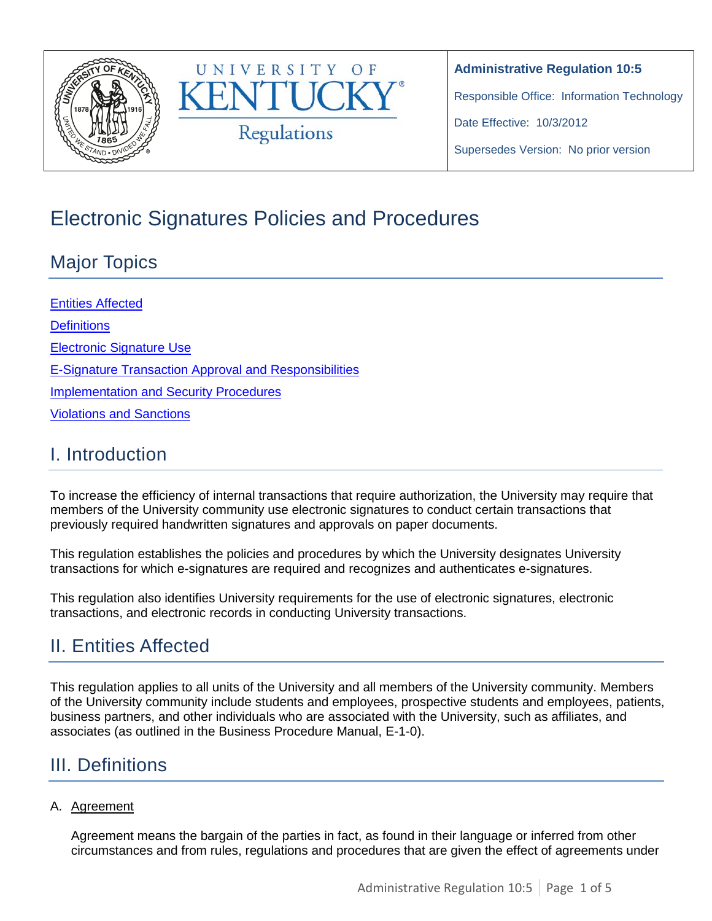**Administrative Regulation 10:5**

Responsible Office: Information Technology

Date Effective: 10/3/2012

Supersedes Version: No prior version

# Electronic Signatures Policies and Procedures

## Major Topics

[Entities Affected](#)

[Definitions](#)

[Electronic Signature Use](#)

[E-Signature Transaction Approval and Responsibilities](#)

[Implementation and Security Procedures](#)

[Violations and Sanctions](#)

## I. Introduction

To increase the efficiency of internal transactions that require authorization, the University may require that members of the University community use electronic signatures to conduct certain transactions that previously required handwritten signatures and approvals on paper documents.

This regulation establishes the policies and procedures by which the University designates University transactions for which e-signatures are required and recognizes and authenticates e-signatures.

This regulation also identifies University requirements for the use of electronic signatures, electronic transactions, and electronic records in conducting University transactions.

## II. Entities Affected

This regulation applies to all units of the University and all members of the University community. Members of the University community include students and employees, prospective students and employees, patients, business partners, and other individuals who are associated with the University, such as affiliates, and associates (as outlined in the Business Procedure Manual, E-1-0).

## III. Definitions

A. Agreement

Agreement means the bargain of the parties in fact, as found in their language or inferred from other circumstances and from rules, regulations and procedures that are given the effect of agreements under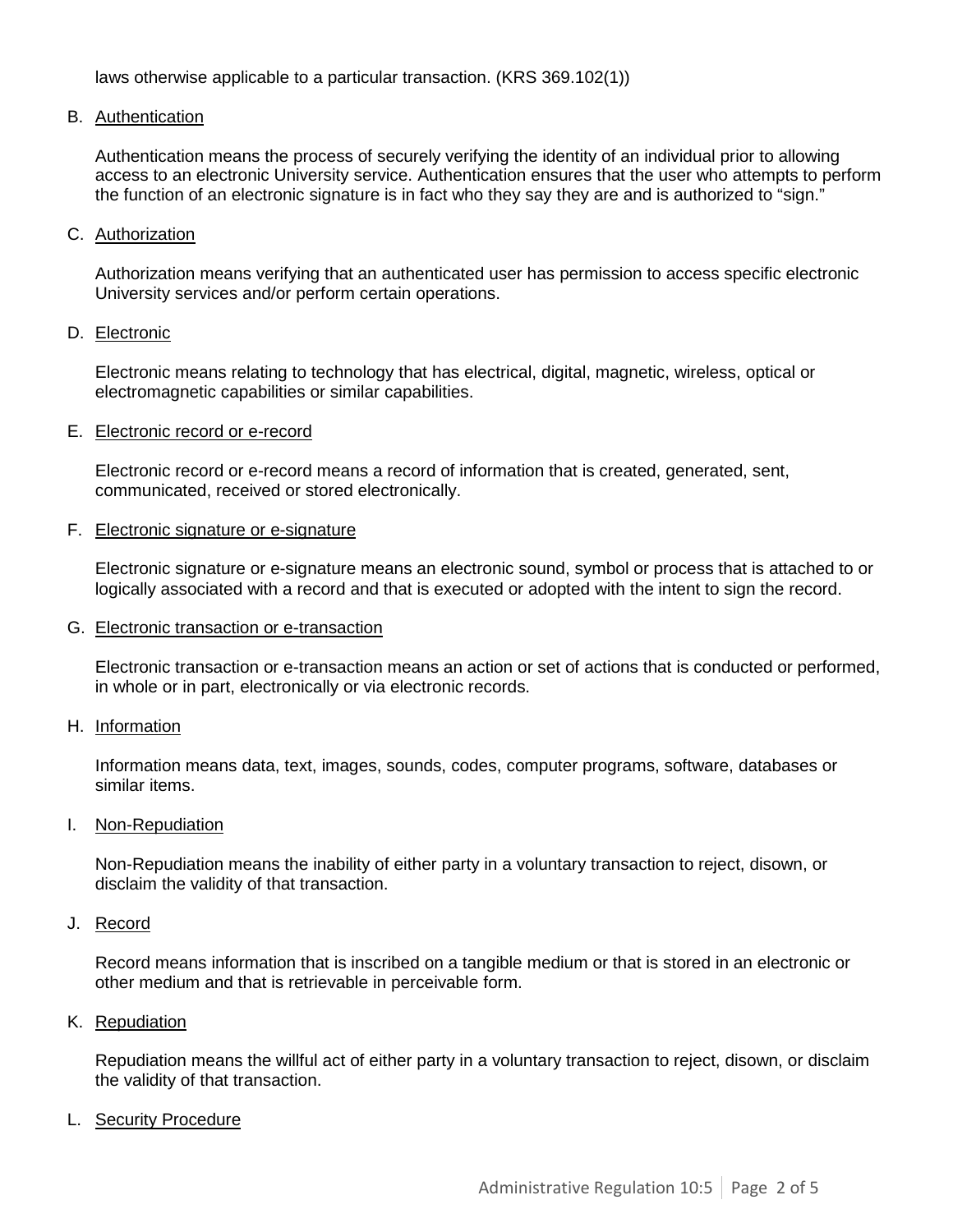laws otherwise applicable to a particular transaction. (KRS 369.102(1))

B. Authentication

Authentication means the process of securely verifying the identity of an individual prior to allowing access to an electronic University service. Authentication ensures that the user who attempts to perform the function of an electronic signature is in fact who they say they are and is authorized to "sign."

C. Authorization

Authorization means verifying that an authenticated user has permission to access specific electronic University services and/or perform certain operations.

D. Electronic

Electronic means relating to technology that has electrical, digital, magnetic, wireless, optical or electromagnetic capabilities or similar capabilities.

E. Electronic record or e-record

Electronic record or e-record means a record of information that is created, generated, sent, communicated, received or stored electronically.

F. Electronic signature or e-signature

Electronic signature or e-signature means an electronic sound, symbol or process that is attached to or logically associated with a record and that is executed or adopted with the intent to sign the record.

G. Electronic transaction or e-transaction

Electronic transaction or e-transaction means an action or set of actions that is conducted or performed, in whole or in part, electronically or via electronic records.

H. Information

Information means data, text, images, sounds, codes, computer programs, software, databases or similar items.

I. Non-Repudiation

Non-Repudiation means the inability of either party in a voluntary transaction to reject, disown, or disclaim the validity of that transaction.

J. Record

Record means information that is inscribed on a tangible medium or that is stored in an electronic or other medium and that is retrievable in perceivable form.

K. Repudiation

Repudiation means the willful act of either party in a voluntary transaction to reject, disown, or disclaim the validity of that transaction.

L. Security Procedure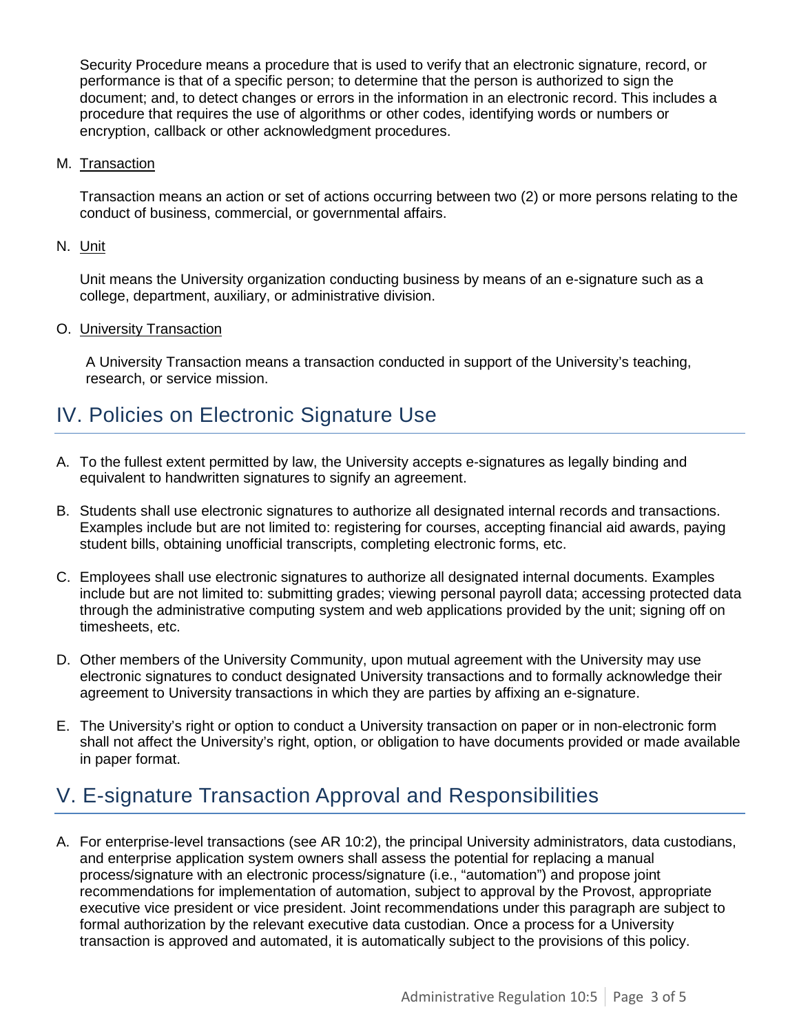Security Procedure means a procedure that is used to verify that an electronic signature, record, or performance is that of a specific person; to determine that the person is authorized to sign the document; and, to detect changes or errors in the information in an electronic record. This includes a procedure that requires the use of algorithms or other codes, identifying words or numbers or encryption, callback or other acknowledgment procedures.

M. <u>Transaction</u>

Transaction means an action or set of actions occurring between two (2) or more persons relating to the conduct of business, commercial, or governmental affairs.

N. <u>Unit</u>

Unit means the University organization conducting business by means of an e-signature such as a college, department, auxiliary, or administrative division.

O. <u>University Transaction</u>

A University Transaction means a transaction conducted in support of the University's teaching, research, or service mission.

## IV. Policies on Electronic Signature Use

A. To the fullest extent permitted by law, the University accepts e-signatures as legally binding and equivalent to handwritten signatures to signify an agreement.

B. Students shall use electronic signatures to authorize all designated internal records and transactions. Examples include but are not limited to: registering for courses, accepting financial aid awards, paying student bills, obtaining unofficial transcripts, completing electronic forms, etc.

C. Employees shall use electronic signatures to authorize all designated internal documents. Examples include but are not limited to: submitting grades; viewing personal payroll data; accessing protected data through the administrative computing system and web applications provided by the unit; signing off on timesheets, etc.

D. Other members of the University Community, upon mutual agreement with the University may use electronic signatures to conduct designated University transactions and to formally acknowledge their agreement to University transactions in which they are parties by affixing an e-signature.

E. The University's right or option to conduct a University transaction on paper or in non-electronic form shall not affect the University's right, option, or obligation to have documents provided or made available in paper format.

## V. E-signature Transaction Approval and Responsibilities

A. For enterprise-level transactions (see AR 10:2), the principal University administrators, data custodians, and enterprise application system owners shall assess the potential for replacing a manual process/signature with an electronic process/signature (i.e., "automation") and propose joint recommendations for implementation of automation, subject to approval by the Provost, appropriate executive vice president or vice president. Joint recommendations under this paragraph are subject to formal authorization by the relevant executive data custodian. Once a process for a University transaction is approved and automated, it is automatically subject to the provisions of this policy.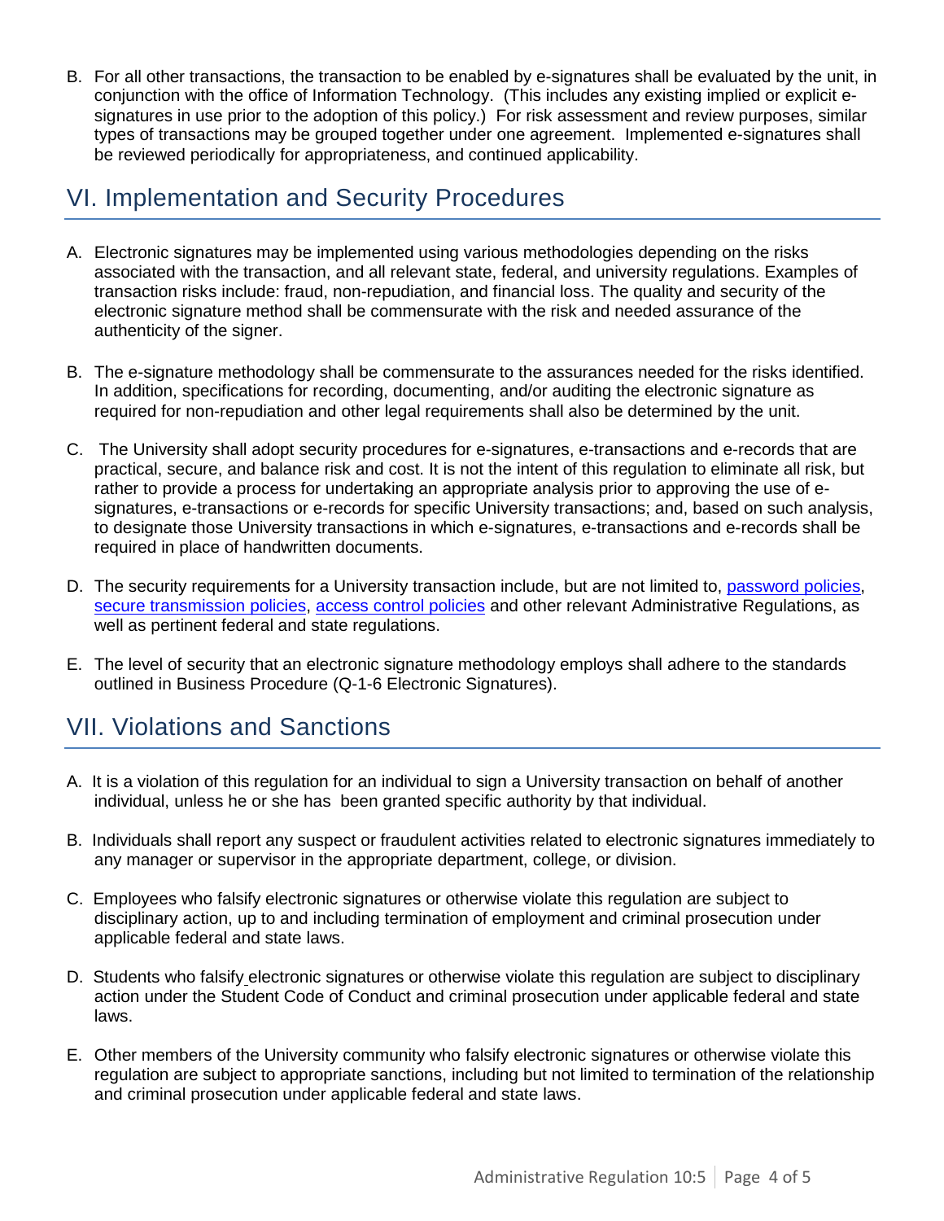B. For all other transactions, the transaction to be enabled by e-signatures shall be evaluated by the unit, in conjunction with the office of Information Technology. (This includes any existing implied or explicit e-signatures in use prior to the adoption of this policy.) For risk assessment and review purposes, similar types of transactions may be grouped together under one agreement. Implemented e-signatures shall be reviewed periodically for appropriateness, and continued applicability.

## VI. Implementation and Security Procedures

A. Electronic signatures may be implemented using various methodologies depending on the risks associated with the transaction, and all relevant state, federal, and university regulations. Examples of transaction risks include: fraud, non-repudiation, and financial loss. The quality and security of the electronic signature method shall be commensurate with the risk and needed assurance of the authenticity of the signer.

B. The e-signature methodology shall be commensurate to the assurances needed for the risks identified. In addition, specifications for recording, documenting, and/or auditing the electronic signature as required for non-repudiation and other legal requirements shall also be determined by the unit.

C. The University shall adopt security procedures for e-signatures, e-transactions and e-records that are practical, secure, and balance risk and cost. It is not the intent of this regulation to eliminate all risk, but rather to provide a process for undertaking an appropriate analysis prior to approving the use of e-signatures, e-transactions or e-records for specific University transactions; and, based on such analysis, to designate those University transactions in which e-signatures, e-transactions and e-records shall be required in place of handwritten documents.

D. The security requirements for a University transaction include, but are not limited to, password policies, secure transmission policies, access control policies and other relevant Administrative Regulations, as well as pertinent federal and state regulations.

E. The level of security that an electronic signature methodology employs shall adhere to the standards outlined in Business Procedure (Q-1-6 Electronic Signatures).

## VII. Violations and Sanctions

A. It is a violation of this regulation for an individual to sign a University transaction on behalf of another individual, unless he or she has been granted specific authority by that individual.

B. Individuals shall report any suspect or fraudulent activities related to electronic signatures immediately to any manager or supervisor in the appropriate department, college, or division.

C. Employees who falsify electronic signatures or otherwise violate this regulation are subject to disciplinary action, up to and including termination of employment and criminal prosecution under applicable federal and state laws.

D. Students who falsify electronic signatures or otherwise violate this regulation are subject to disciplinary action under the Student Code of Conduct and criminal prosecution under applicable federal and state laws.

E. Other members of the University community who falsify electronic signatures or otherwise violate this regulation are subject to appropriate sanctions, including but not limited to termination of the relationship and criminal prosecution under applicable federal and state laws.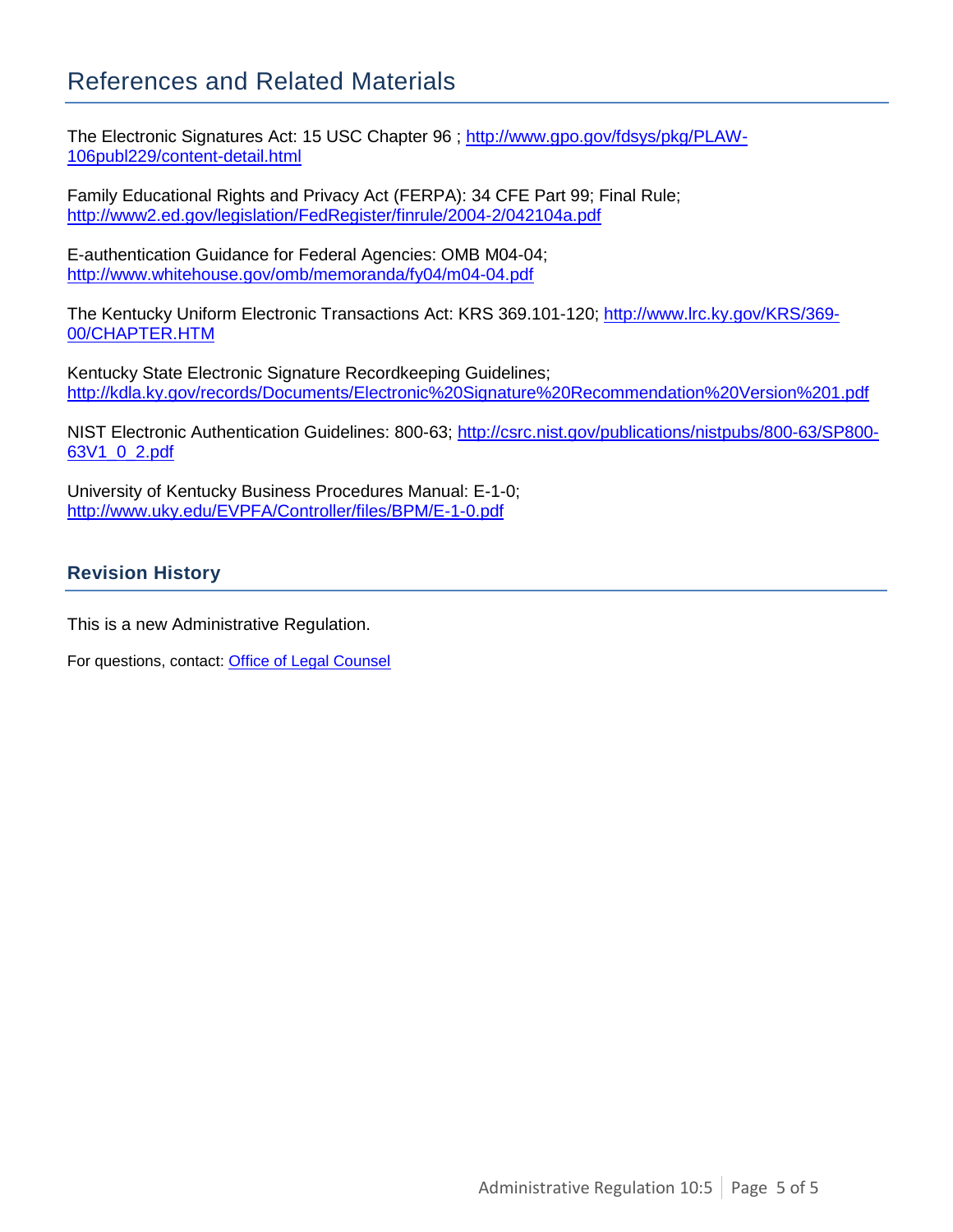## References and Related Materials

The Electronic Signatures Act: 15 USC Chapter 96 ; [http://www.gpo.gov/fdsys/pkg/PLAW-106publ229/content-detail.html](http://www.gpo.gov/fdsys/pkg/PLAW-106publ229/content-detail.html)

Family Educational Rights and Privacy Act (FERPA): 34 CFE Part 99; Final Rule; [http://www2.ed.gov/legislation/FedRegister/finrule/2004-2/042104a.pdf](http://www2.ed.gov/legislation/FedRegister/finrule/2004-2/042104a.pdf)

E-authentication Guidance for Federal Agencies: OMB M04-04; [http://www.whitehouse.gov/omb/memoranda/fy04/m04-04.pdf](http://www.whitehouse.gov/omb/memoranda/fy04/m04-04.pdf)

The Kentucky Uniform Electronic Transactions Act: KRS 369.101-120; [http://www.lrc.ky.gov/KRS/369-00/CHAPTER.HTM](http://www.lrc.ky.gov/KRS/369-00/CHAPTER.HTM)

Kentucky State Electronic Signature Recordkeeping Guidelines; [http://kdla.ky.gov/records/Documents/Electronic%20Signature%20Recommendation%20Version%201.pdf](http://kdla.ky.gov/records/Documents/Electronic%20Signature%20Recommendation%20Version%201.pdf)

NIST Electronic Authentication Guidelines: 800-63; [http://csrc.nist.gov/publications/nistpubs/800-63/SP800-63V1_0_2.pdf](http://csrc.nist.gov/publications/nistpubs/800-63/SP800-63V1_0_2.pdf)

University of Kentucky Business Procedures Manual: E-1-0; [http://www.uky.edu/EVPFA/Controller/files/BPM/E-1-0.pdf](http://www.uky.edu/EVPFA/Controller/files/BPM/E-1-0.pdf)

### Revision History

This is a new Administrative Regulation.

For questions, contact: Office of Legal Counsel